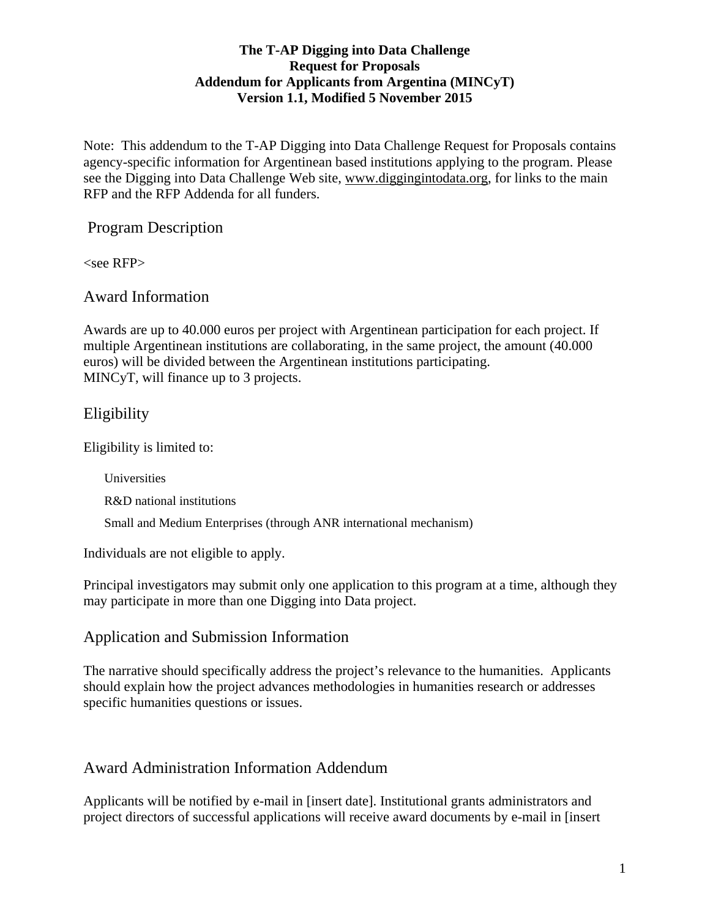**The T-AP Digging into Data Challenge**
**Request for Proposals**
**Addendum for Applicants from Argentina (MINCyT)**
**Version 1.1, Modified 5 November 2015**

Note: This addendum to the T-AP Digging into Data Challenge Request for Proposals contains agency-specific information for Argentinean based institutions applying to the program. Please see the Digging into Data Challenge Web site, www.diggingintodata.org, for links to the main RFP and the RFP Addenda for all funders.

## Program Description

<see RFP>

## Award Information

Awards are up to 40.000 euros per project with Argentinean participation for each project. If multiple Argentinean institutions are collaborating, in the same project, the amount (40.000 euros) will be divided between the Argentinean institutions participating.
MINCyT, will finance up to 3 projects.

## Eligibility

Eligibility is limited to:

- Universities
- R&D national institutions
- Small and Medium Enterprises (through ANR international mechanism)

Individuals are not eligible to apply.

Principal investigators may submit only one application to this program at a time, although they may participate in more than one Digging into Data project.

## Application and Submission Information

The narrative should specifically address the project's relevance to the humanities. Applicants should explain how the project advances methodologies in humanities research or addresses specific humanities questions or issues.

## Award Administration Information Addendum

Applicants will be notified by e-mail in [insert date]. Institutional grants administrators and project directors of successful applications will receive award documents by e-mail in [insert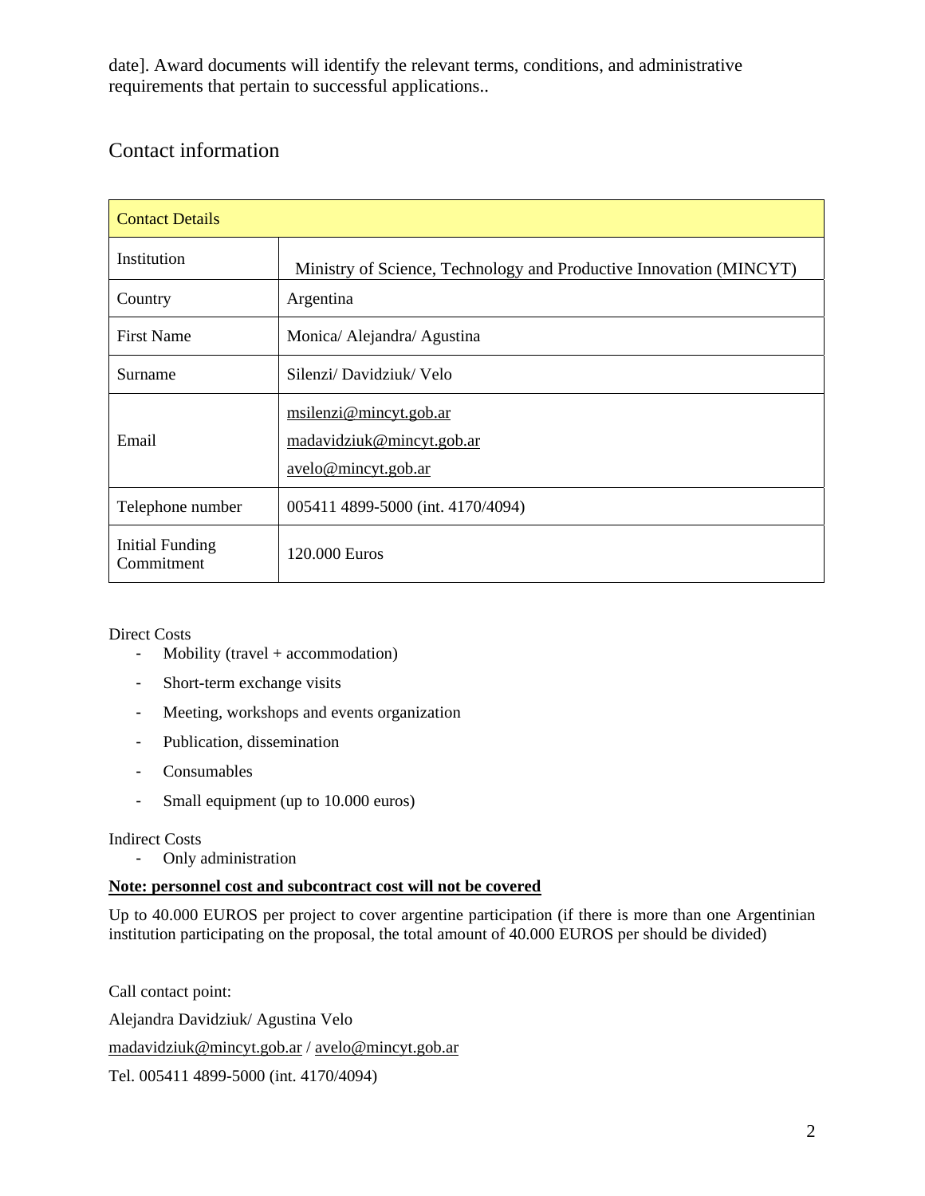date]. Award documents will identify the relevant terms, conditions, and administrative requirements that pertain to successful applications..

## Contact information

| Contact Details | |
| --- | --- |
| Institution | Ministry of Science, Technology and Productive Innovation (MINCYT) |
| Country | Argentina |
| First Name | Monica/ Alejandra/ Agustina |
| Surname | Silenzi/ Davidziuk/ Velo |
| Email | msilenzi@mincyt.gob.ar<br>madavidziuk@mincyt.gob.ar<br>avelo@mincyt.gob.ar |
| Telephone number | 005411 4899-5000 (int. 4170/4094) |
| Initial Funding Commitment | 120.000 Euros |

Direct Costs

- Mobility (travel + accommodation)
- Short-term exchange visits
- Meeting, workshops and events organization
- Publication, dissemination
- Consumables
- Small equipment (up to 10.000 euros)

Indirect Costs

- Only administration

**Note: personnel cost and subcontract cost will not be covered**

Up to 40.000 EUROS per project to cover argentine participation (if there is more than one Argentinian institution participating on the proposal, the total amount of 40.000 EUROS per should be divided)

Call contact point:

Alejandra Davidziuk/ Agustina Velo

madavidziuk@mincyt.gob.ar / avelo@mincyt.gob.ar

Tel. 005411 4899-5000 (int. 4170/4094)